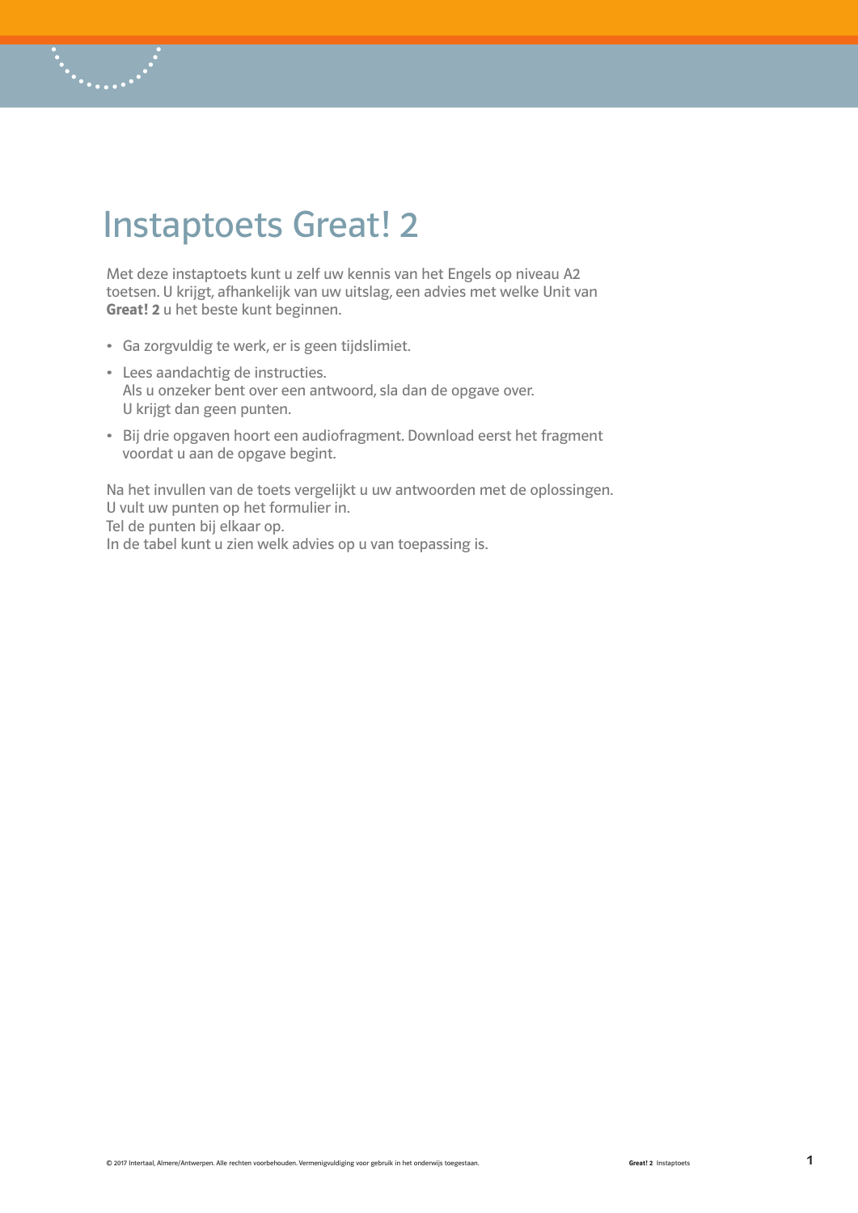# Instaptoets Great! 2

Met deze instaptoets kunt u zelf uw kennis van het Engels op niveau A2 toetsen. U krijgt, afhankelijk van uw uitslag, een advies met welke Unit van **Great! 2** u het beste kunt beginnen.

- Ga zorgvuldig te werk, er is geen tijdslimiet.
- Lees aandachtig de instructies.
  Als u onzeker bent over een antwoord, sla dan de opgave over.
  U krijgt dan geen punten.
- Bij drie opgaven hoort een audiofragment. Download eerst het fragment voordat u aan de opgave begint.

Na het invullen van de toets vergelijkt u uw antwoorden met de oplossingen.
U vult uw punten op het formulier in.
Tel de punten bij elkaar op.
In de tabel kunt u zien welk advies op u van toepassing is.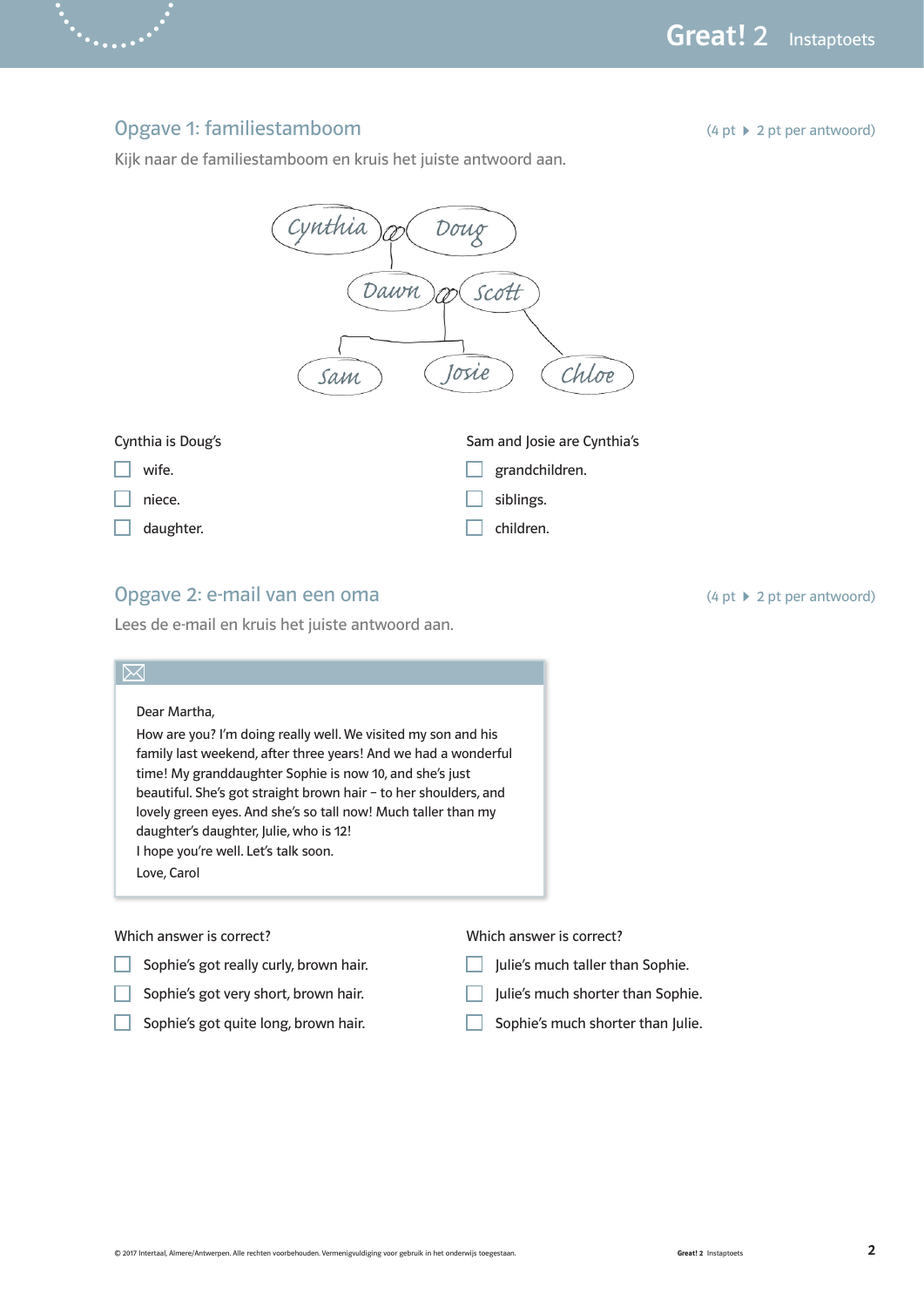## Opgave 1: familiestamboom

(4 pt ▸ 2 pt per antwoord)

Kijk naar de familiestamboom en kruis het juiste antwoord aan.

Cynthia ∞ Doug

Dawn ∞ Scott

Sam, Josie, Chloe

Cynthia is Doug's

- ☐ wife.
- ☐ niece.
- ☐ daughter.

Sam and Josie are Cynthia's

- ☐ grandchildren.
- ☐ siblings.
- ☐ children.

## Opgave 2: e-mail van een oma

(4 pt ▸ 2 pt per antwoord)

Lees de e-mail en kruis het juiste antwoord aan.

> Dear Martha,
> How are you? I'm doing really well. We visited my son and his family last weekend, after three years! And we had a wonderful time! My granddaughter Sophie is now 10, and she's just beautiful. She's got straight brown hair – to her shoulders, and lovely green eyes. And she's so tall now! Much taller than my daughter's daughter, Julie, who is 12!
> I hope you're well. Let's talk soon.
> Love, Carol

Which answer is correct?

- ☐ Sophie's got really curly, brown hair.
- ☐ Sophie's got very short, brown hair.
- ☐ Sophie's got quite long, brown hair.

Which answer is correct?

- ☐ Julie's much taller than Sophie.
- ☐ Julie's much shorter than Sophie.
- ☐ Sophie's much shorter than Julie.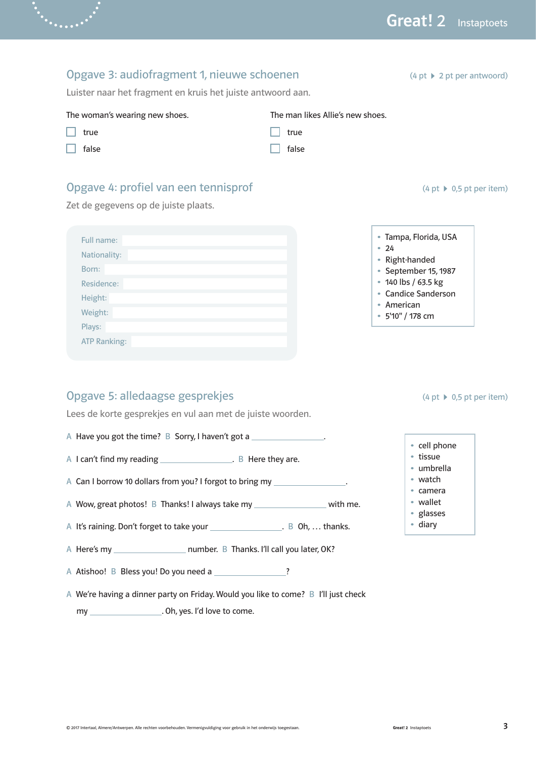## Opgave 3: audiofragment 1, nieuwe schoenen

(4 pt ▸ 2 pt per antwoord)

Luister naar het fragment en kruis het juiste antwoord aan.

The woman's wearing new shoes.

- ☐ true
- ☐ false

The man likes Allie's new shoes.

- ☐ true
- ☐ false

## Opgave 4: profiel van een tennisprof

(4 pt ▸ 0,5 pt per item)

Zet de gegevens op de juiste plaats.

| | |
|---|---|
| Full name: | |
| Nationality: | |
| Born: | |
| Residence: | |
| Height: | |
| Weight: | |
| Plays: | |
| ATP Ranking: | |

- Tampa, Florida, USA
- 24
- Right-handed
- September 15, 1987
- 140 lbs / 63.5 kg
- Candice Sanderson
- American
- 5'10" / 178 cm

## Opgave 5: alledaagse gesprekjes

(4 pt ▸ 0,5 pt per item)

Lees de korte gesprekjes en vul aan met de juiste woorden.

A Have you got the time? B Sorry, I haven't got a ________________.

A I can't find my reading ________________. B Here they are.

A Can I borrow 10 dollars from you? I forgot to bring my ________________.

A Wow, great photos! B Thanks! I always take my ________________ with me.

A It's raining. Don't forget to take your ________________. B Oh, … thanks.

A Here's my ________________ number. B Thanks. I'll call you later, OK?

A Atishoo! B Bless you! Do you need a ________________?

A We're having a dinner party on Friday. Would you like to come? B I'll just check my ________________. Oh, yes. I'd love to come.

- cell phone
- tissue
- umbrella
- watch
- camera
- wallet
- glasses
- diary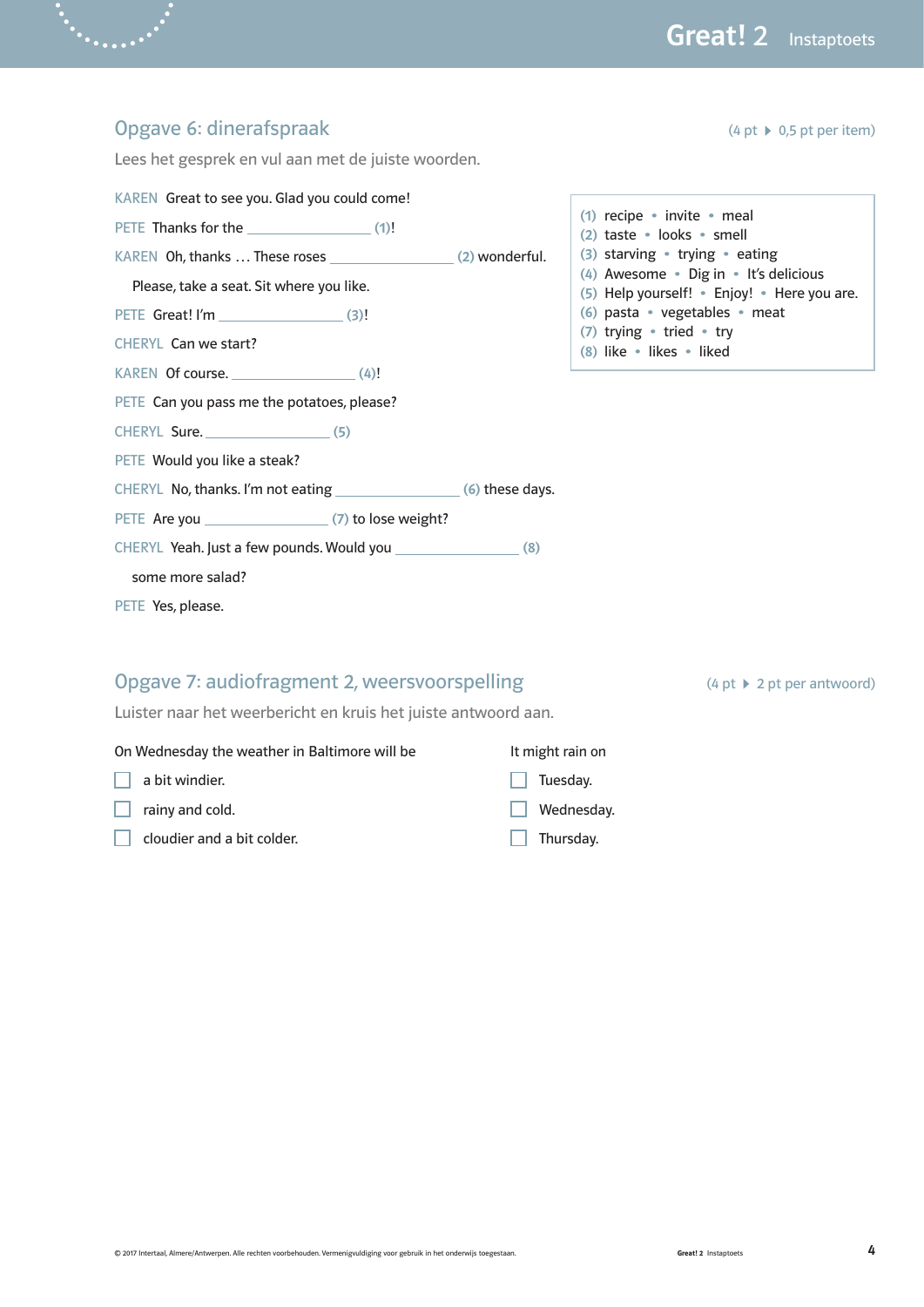## Opgave 6: dinerafspraak

(4 pt ▸ 0,5 pt per item)

Lees het gesprek en vul aan met de juiste woorden.

KAREN Great to see you. Glad you could come!

PETE Thanks for the ________________ (1)!

KAREN Oh, thanks … These roses ________________ (2) wonderful.

Please, take a seat. Sit where you like.

PETE Great! I'm ________________ (3)!

CHERYL Can we start?

KAREN Of course. ________________ (4)!

PETE Can you pass me the potatoes, please?

CHERYL Sure. ________________ (5)

PETE Would you like a steak?

CHERYL No, thanks. I'm not eating ________________ (6) these days.

PETE Are you ________________ (7) to lose weight?

CHERYL Yeah. Just a few pounds. Would you ________________ (8)

some more salad?

PETE Yes, please.

(1) recipe • invite • meal
(2) taste • looks • smell
(3) starving • trying • eating
(4) Awesome • Dig in • It's delicious
(5) Help yourself! • Enjoy! • Here you are.
(6) pasta • vegetables • meat
(7) trying • tried • try
(8) like • likes • liked

## Opgave 7: audiofragment 2, weersvoorspelling

(4 pt ▸ 2 pt per antwoord)

Luister naar het weerbericht en kruis het juiste antwoord aan.

On Wednesday the weather in Baltimore will be

- ☐ a bit windier.
- ☐ rainy and cold.
- ☐ cloudier and a bit colder.

It might rain on

- ☐ Tuesday.
- ☐ Wednesday.
- ☐ Thursday.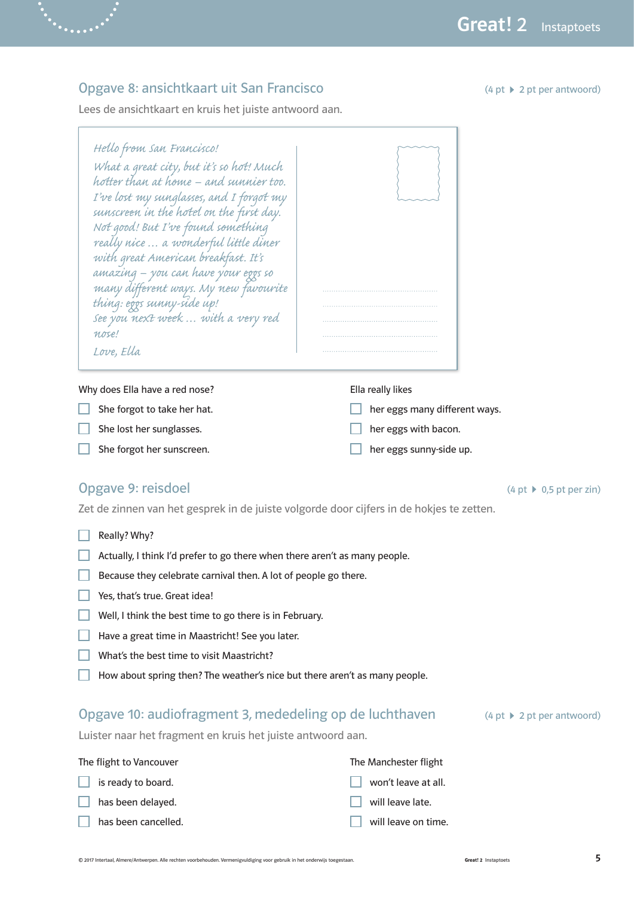## Opgave 8: ansichtkaart uit San Francisco

(4 pt ▸ 2 pt per antwoord)

Lees de ansichtkaart en kruis het juiste antwoord aan.

> *Hello from San Francisco!*
> *What a great city, but it's so hot! Much hotter than at home – and sunnier too. I've lost my sunglasses, and I forgot my sunscreen in the hotel on the first day. Not good! But I've found something really nice … a wonderful little diner with great American breakfast. It's amazing – you can have your eggs so many different ways. My new favourite thing: eggs sunny-side up!*
> *See you next week … with a very red nose!*
> *Love, Ella*

Why does Ella have a red nose?

- ☐ She forgot to take her hat.
- ☐ She lost her sunglasses.
- ☐ She forgot her sunscreen.

Ella really likes

- ☐ her eggs many different ways.
- ☐ her eggs with bacon.
- ☐ her eggs sunny-side up.

## Opgave 9: reisdoel

(4 pt ▸ 0,5 pt per zin)

Zet de zinnen van het gesprek in de juiste volgorde door cijfers in de hokjes te zetten.

- ☐ Really? Why?
- ☐ Actually, I think I'd prefer to go there when there aren't as many people.
- ☐ Because they celebrate carnival then. A lot of people go there.
- ☐ Yes, that's true. Great idea!
- ☐ Well, I think the best time to go there is in February.
- ☐ Have a great time in Maastricht! See you later.
- ☐ What's the best time to visit Maastricht?
- ☐ How about spring then? The weather's nice but there aren't as many people.

## Opgave 10: audiofragment 3, mededeling op de luchthaven

(4 pt ▸ 2 pt per antwoord)

Luister naar het fragment en kruis het juiste antwoord aan.

The flight to Vancouver

- ☐ is ready to board.
- ☐ has been delayed.
- ☐ has been cancelled.

The Manchester flight

- ☐ won't leave at all.
- ☐ will leave late.
- ☐ will leave on time.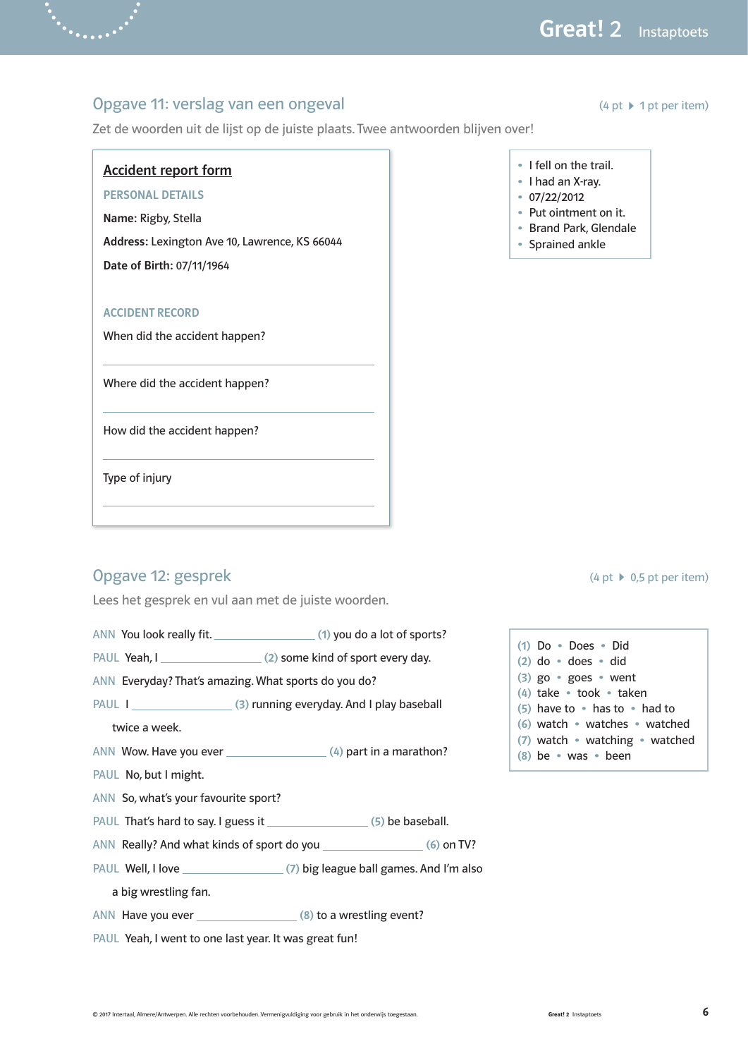## Opgave 11: verslag van een ongeval

(4 pt ▸ 1 pt per item)

Zet de woorden uit de lijst op de juiste plaats. Twee antwoorden blijven over!

**Accident report form**

PERSONAL DETAILS

**Name:** Rigby, Stella

**Address:** Lexington Ave 10, Lawrence, KS 66044

**Date of Birth:** 07/11/1964

ACCIDENT RECORD

When did the accident happen?

\_\_\_\_\_\_\_\_\_\_\_\_\_\_\_\_\_\_\_\_\_\_\_\_\_\_\_\_\_\_\_\_\_\_\_\_

Where did the accident happen?

\_\_\_\_\_\_\_\_\_\_\_\_\_\_\_\_\_\_\_\_\_\_\_\_\_\_\_\_\_\_\_\_\_\_\_\_

How did the accident happen?

\_\_\_\_\_\_\_\_\_\_\_\_\_\_\_\_\_\_\_\_\_\_\_\_\_\_\_\_\_\_\_\_\_\_\_\_

Type of injury

\_\_\_\_\_\_\_\_\_\_\_\_\_\_\_\_\_\_\_\_\_\_\_\_\_\_\_\_\_\_\_\_\_\_\_\_

- I fell on the trail.
- I had an X-ray.
- 07/22/2012
- Put ointment on it.
- Brand Park, Glendale
- Sprained ankle

## Opgave 12: gesprek

(4 pt ▸ 0,5 pt per item)

Lees het gesprek en vul aan met de juiste woorden.

ANN You look really fit. \_\_\_\_\_\_\_\_\_\_\_\_\_\_ (1) you do a lot of sports?

PAUL Yeah, I \_\_\_\_\_\_\_\_\_\_\_\_\_\_ (2) some kind of sport every day.

ANN Everyday? That's amazing. What sports do you do?

PAUL I \_\_\_\_\_\_\_\_\_\_\_\_\_\_ (3) running everyday. And I play baseball twice a week.

ANN Wow. Have you ever \_\_\_\_\_\_\_\_\_\_\_\_\_\_ (4) part in a marathon?

PAUL No, but I might.

ANN So, what's your favourite sport?

PAUL That's hard to say. I guess it \_\_\_\_\_\_\_\_\_\_\_\_\_\_ (5) be baseball.

ANN Really? And what kinds of sport do you \_\_\_\_\_\_\_\_\_\_\_\_\_\_ (6) on TV?

PAUL Well, I love \_\_\_\_\_\_\_\_\_\_\_\_\_\_ (7) big league ball games. And I'm also a big wrestling fan.

ANN Have you ever \_\_\_\_\_\_\_\_\_\_\_\_\_\_ (8) to a wrestling event?

PAUL Yeah, I went to one last year. It was great fun!

(1) Do • Does • Did
(2) do • does • did
(3) go • goes • went
(4) take • took • taken
(5) have to • has to • had to
(6) watch • watches • watched
(7) watch • watching • watched
(8) be • was • been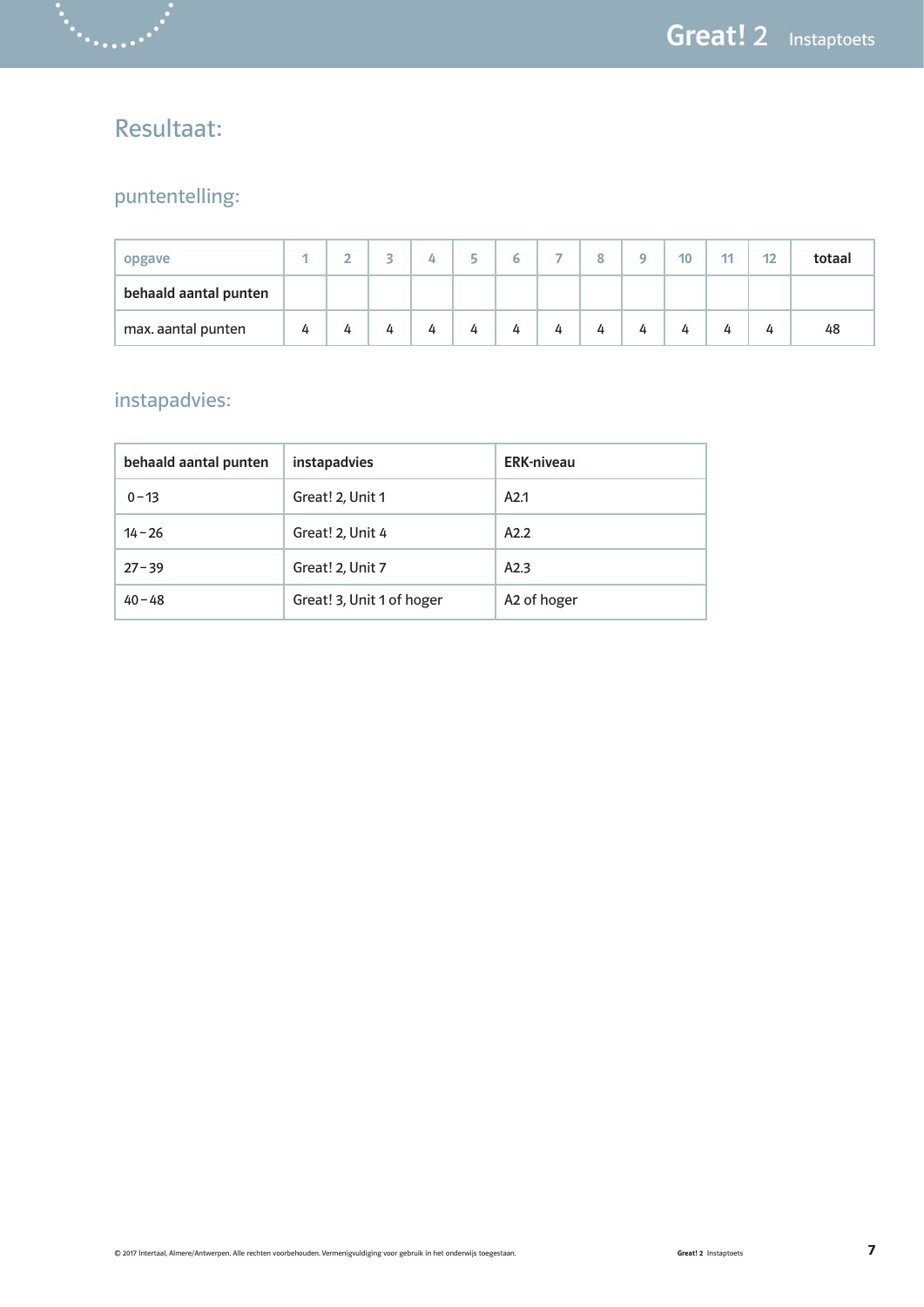# Resultaat:

## puntentelling:

| opgave | 1 | 2 | 3 | 4 | 5 | 6 | 7 | 8 | 9 | 10 | 11 | 12 | totaal |
|---|---|---|---|---|---|---|---|---|---|---|---|---|---|
| **behaald aantal punten** | | | | | | | | | | | | | |
| max. aantal punten | 4 | 4 | 4 | 4 | 4 | 4 | 4 | 4 | 4 | 4 | 4 | 4 | 48 |

## instapadvies:

| behaald aantal punten | instapadvies | ERK-niveau |
|---|---|---|
| 0 – 13 | Great! 2, Unit 1 | A2.1 |
| 14 – 26 | Great! 2, Unit 4 | A2.2 |
| 27 – 39 | Great! 2, Unit 7 | A2.3 |
| 40 – 48 | Great! 3, Unit 1 of hoger | A2 of hoger |

© 2017 Intertaal, Almere/Antwerpen. Alle rechten voorbehouden. Vermenigvuldiging voor gebruik in het onderwijs toegestaan.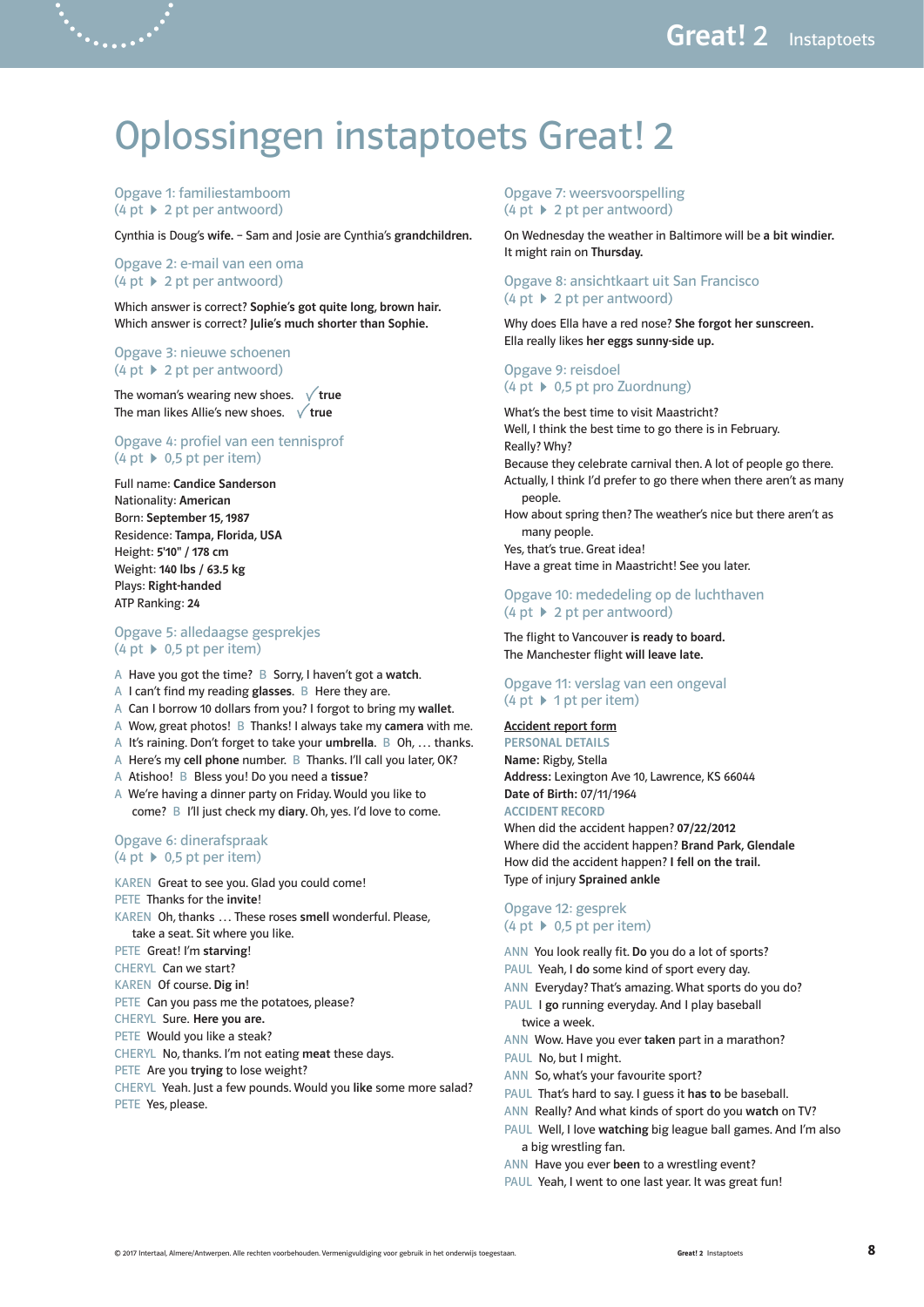# Oplossingen instaptoets Great! 2

## Opgave 1: familiestamboom
(4 pt ▸ 2 pt per antwoord)

Cynthia is Doug's **wife.** – Sam and Josie are Cynthia's **grandchildren.**

## Opgave 2: e-mail van een oma
(4 pt ▸ 2 pt per antwoord)

Which answer is correct? **Sophie's got quite long, brown hair.**
Which answer is correct? **Julie's much shorter than Sophie.**

## Opgave 3: nieuwe schoenen
(4 pt ▸ 2 pt per antwoord)

The woman's wearing new shoes. √ **true**
The man likes Allie's new shoes. √ **true**

## Opgave 4: profiel van een tennisprof
(4 pt ▸ 0,5 pt per item)

Full name: **Candice Sanderson**
Nationality: **American**
Born: **September 15, 1987**
Residence: **Tampa, Florida, USA**
Height: **5'10" / 178 cm**
Weight: **140 lbs / 63.5 kg**
Plays: **Right-handed**
ATP Ranking: **24**

## Opgave 5: alledaagse gesprekjes
(4 pt ▸ 0,5 pt per item)

A Have you got the time? B Sorry, I haven't got a **watch**.
A I can't find my reading **glasses**. B Here they are.
A Can I borrow 10 dollars from you? I forgot to bring my **wallet**.
A Wow, great photos! B Thanks! I always take my **camera** with me.
A It's raining. Don't forget to take your **umbrella**. B Oh, … thanks.
A Here's my **cell phone** number. B Thanks. I'll call you later, OK?
A Atishoo! B Bless you! Do you need a **tissue**?
A We're having a dinner party on Friday. Would you like to come? B I'll just check my **diary**. Oh, yes. I'd love to come.

## Opgave 6: dinerafspraak
(4 pt ▸ 0,5 pt per item)

KAREN Great to see you. Glad you could come!
PETE Thanks for the **invite**!
KAREN Oh, thanks … These roses **smell** wonderful. Please, take a seat. Sit where you like.
PETE Great! I'm **starving**!
CHERYL Can we start?
KAREN Of course. **Dig in**!
PETE Can you pass me the potatoes, please?
CHERYL Sure. **Here you are.**
PETE Would you like a steak?
CHERYL No, thanks. I'm not eating **meat** these days.
PETE Are you **trying** to lose weight?
CHERYL Yeah. Just a few pounds. Would you **like** some more salad?
PETE Yes, please.

## Opgave 7: weersvoorspelling
(4 pt ▸ 2 pt per antwoord)

On Wednesday the weather in Baltimore will be **a bit windier.**
It might rain on **Thursday.**

## Opgave 8: ansichtkaart uit San Francisco
(4 pt ▸ 2 pt per antwoord)

Why does Ella have a red nose? **She forgot her sunscreen.**
Ella really likes **her eggs sunny-side up.**

## Opgave 9: reisdoel
(4 pt ▸ 0,5 pt pro Zuordnung)

What's the best time to visit Maastricht?
Well, I think the best time to go there is in February.
Really? Why?
Because they celebrate carnival then. A lot of people go there.
Actually, I think I'd prefer to go there when there aren't as many people.
How about spring then? The weather's nice but there aren't as many people.
Yes, that's true. Great idea!
Have a great time in Maastricht! See you later.

## Opgave 10: mededeling op de luchthaven
(4 pt ▸ 2 pt per antwoord)

The flight to Vancouver **is ready to board.**
The Manchester flight **will leave late.**

## Opgave 11: verslag van een ongeval
(4 pt ▸ 1 pt per item)

**Accident report form**

PERSONAL DETAILS

**Name:** Rigby, Stella
**Address:** Lexington Ave 10, Lawrence, KS 66044
**Date of Birth:** 07/11/1964

ACCIDENT RECORD

When did the accident happen? **07/22/2012**
Where did the accident happen? **Brand Park, Glendale**
How did the accident happen? **I fell on the trail.**
Type of injury **Sprained ankle**

## Opgave 12: gesprek
(4 pt ▸ 0,5 pt per item)

ANN You look really fit. **Do** you do a lot of sports?
PAUL Yeah, I **do** some kind of sport every day.
ANN Everyday? That's amazing. What sports do you do?
PAUL I **go** running everyday. And I play baseball twice a week.
ANN Wow. Have you ever **taken** part in a marathon?
PAUL No, but I might.
ANN So, what's your favourite sport?
PAUL That's hard to say. I guess it **has to** be baseball.
ANN Really? And what kinds of sport do you **watch** on TV?
PAUL Well, I love **watching** big league ball games. And I'm also a big wrestling fan.
ANN Have you ever **been** to a wrestling event?
PAUL Yeah, I went to one last year. It was great fun!

© 2017 Intertaal, Almere/Antwerpen. Alle rechten voorbehouden. Vermenigvuldiging voor gebruik in het onderwijs toegestaan.